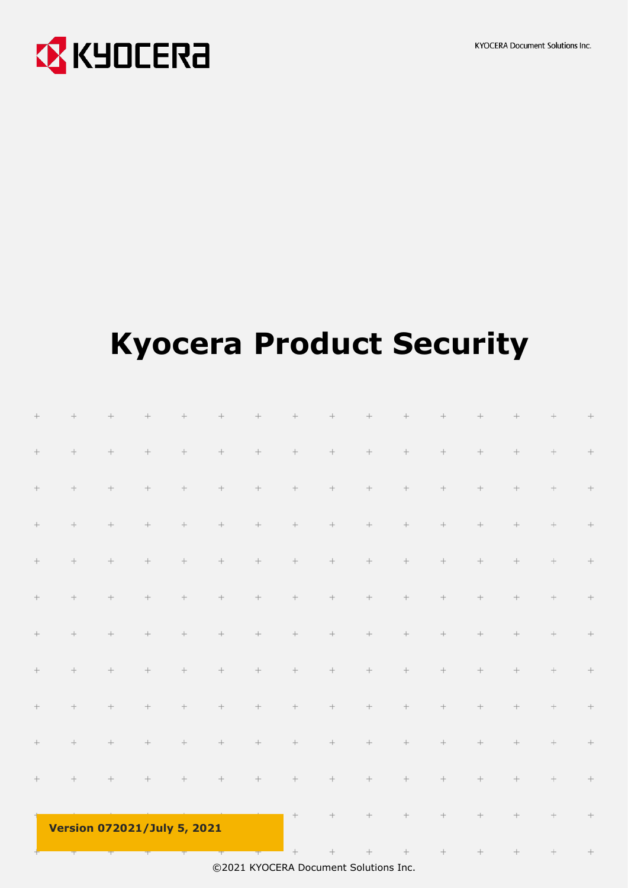KYOCERA Document Solutions Inc.

# Kyocera Product Security

**Version 072021/July 5, 2021**

©2021 KYOCERA Document Solutions Inc.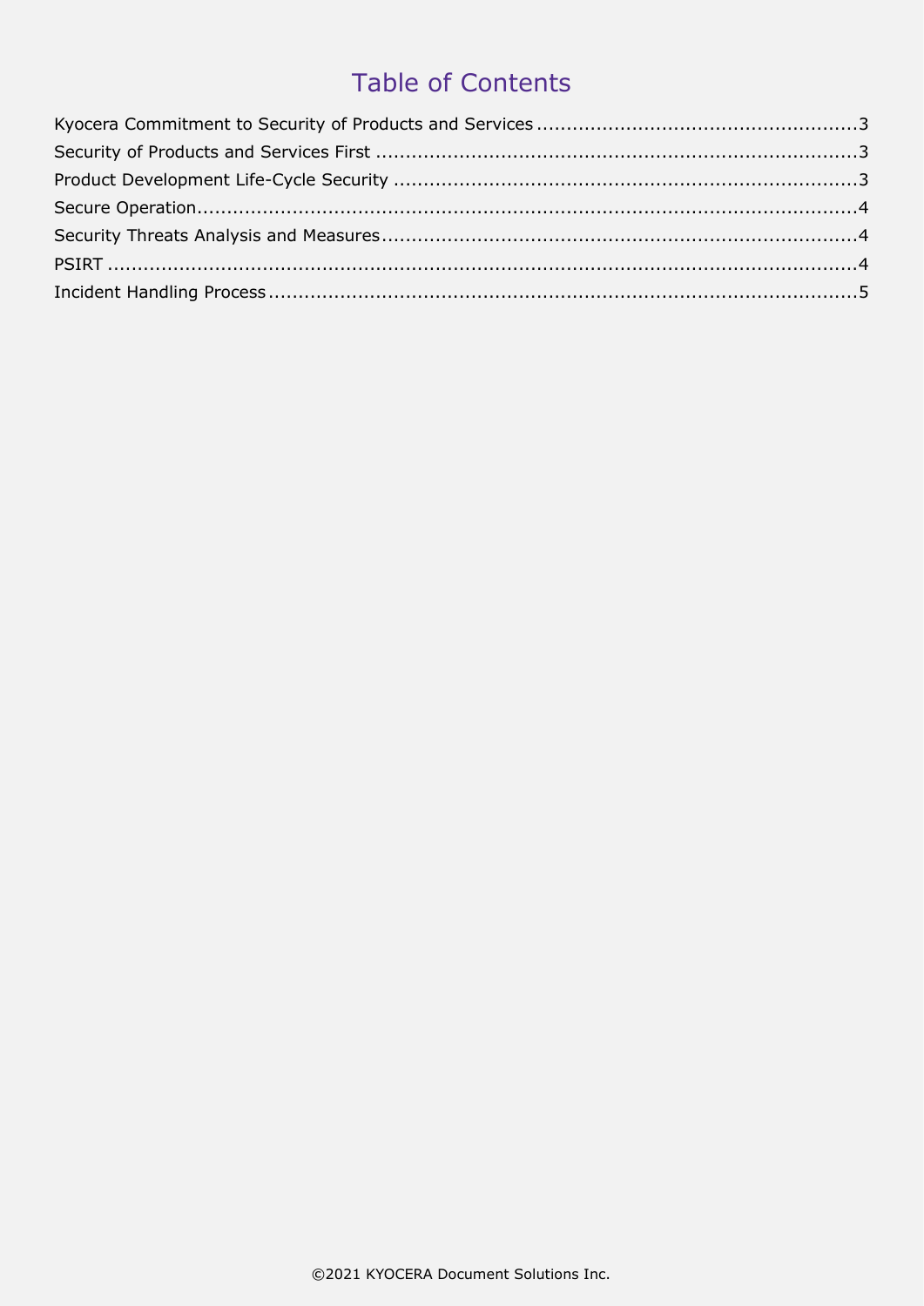# Table of Contents

Kyocera Commitment to Security of Products and Services ....................................................3
Security of Products and Services First ...............................................................................3
Product Development Life-Cycle Security ............................................................................3
Secure Operation.............................................................................................................4
Security Threats Analysis and Measures...............................................................................4
PSIRT ..............................................................................................................................4
Incident Handling Process..................................................................................................5

©2021 KYOCERA Document Solutions Inc.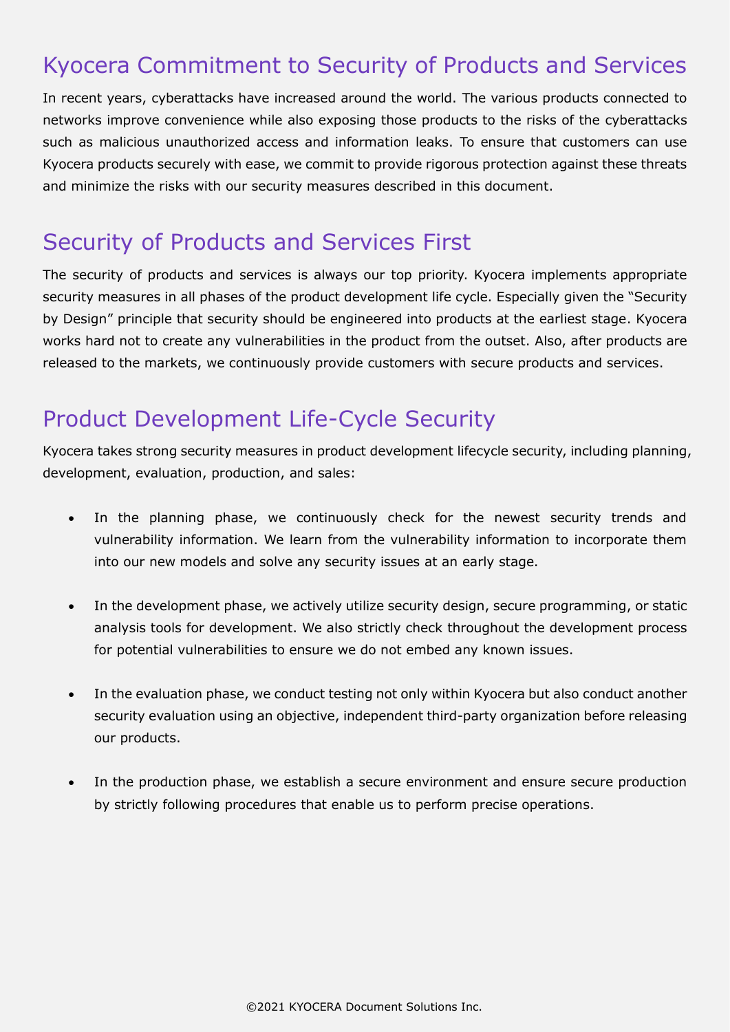## Kyocera Commitment to Security of Products and Services

In recent years, cyberattacks have increased around the world. The various products connected to networks improve convenience while also exposing those products to the risks of the cyberattacks such as malicious unauthorized access and information leaks. To ensure that customers can use Kyocera products securely with ease, we commit to provide rigorous protection against these threats and minimize the risks with our security measures described in this document.

## Security of Products and Services First

The security of products and services is always our top priority. Kyocera implements appropriate security measures in all phases of the product development life cycle. Especially given the "Security by Design" principle that security should be engineered into products at the earliest stage. Kyocera works hard not to create any vulnerabilities in the product from the outset. Also, after products are released to the markets, we continuously provide customers with secure products and services.

## Product Development Life-Cycle Security

Kyocera takes strong security measures in product development lifecycle security, including planning, development, evaluation, production, and sales:

- In the planning phase, we continuously check for the newest security trends and vulnerability information. We learn from the vulnerability information to incorporate them into our new models and solve any security issues at an early stage.

- In the development phase, we actively utilize security design, secure programming, or static analysis tools for development. We also strictly check throughout the development process for potential vulnerabilities to ensure we do not embed any known issues.

- In the evaluation phase, we conduct testing not only within Kyocera but also conduct another security evaluation using an objective, independent third-party organization before releasing our products.

- In the production phase, we establish a secure environment and ensure secure production by strictly following procedures that enable us to perform precise operations.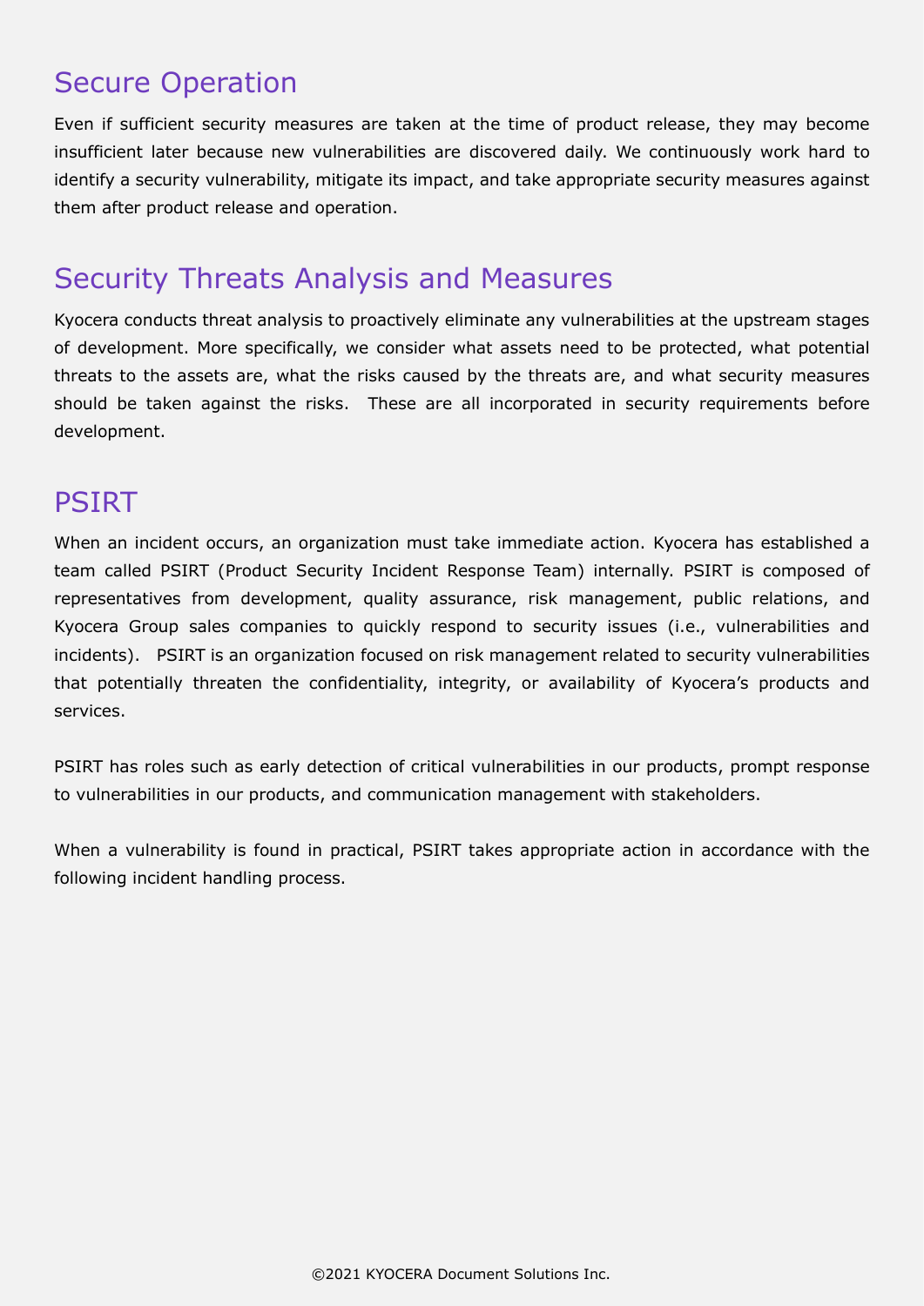## Secure Operation

Even if sufficient security measures are taken at the time of product release, they may become insufficient later because new vulnerabilities are discovered daily. We continuously work hard to identify a security vulnerability, mitigate its impact, and take appropriate security measures against them after product release and operation.

## Security Threats Analysis and Measures

Kyocera conducts threat analysis to proactively eliminate any vulnerabilities at the upstream stages of development. More specifically, we consider what assets need to be protected, what potential threats to the assets are, what the risks caused by the threats are, and what security measures should be taken against the risks. These are all incorporated in security requirements before development.

## PSIRT

When an incident occurs, an organization must take immediate action. Kyocera has established a team called PSIRT (Product Security Incident Response Team) internally. PSIRT is composed of representatives from development, quality assurance, risk management, public relations, and Kyocera Group sales companies to quickly respond to security issues (i.e., vulnerabilities and incidents). PSIRT is an organization focused on risk management related to security vulnerabilities that potentially threaten the confidentiality, integrity, or availability of Kyocera's products and services.

PSIRT has roles such as early detection of critical vulnerabilities in our products, prompt response to vulnerabilities in our products, and communication management with stakeholders.

When a vulnerability is found in practical, PSIRT takes appropriate action in accordance with the following incident handling process.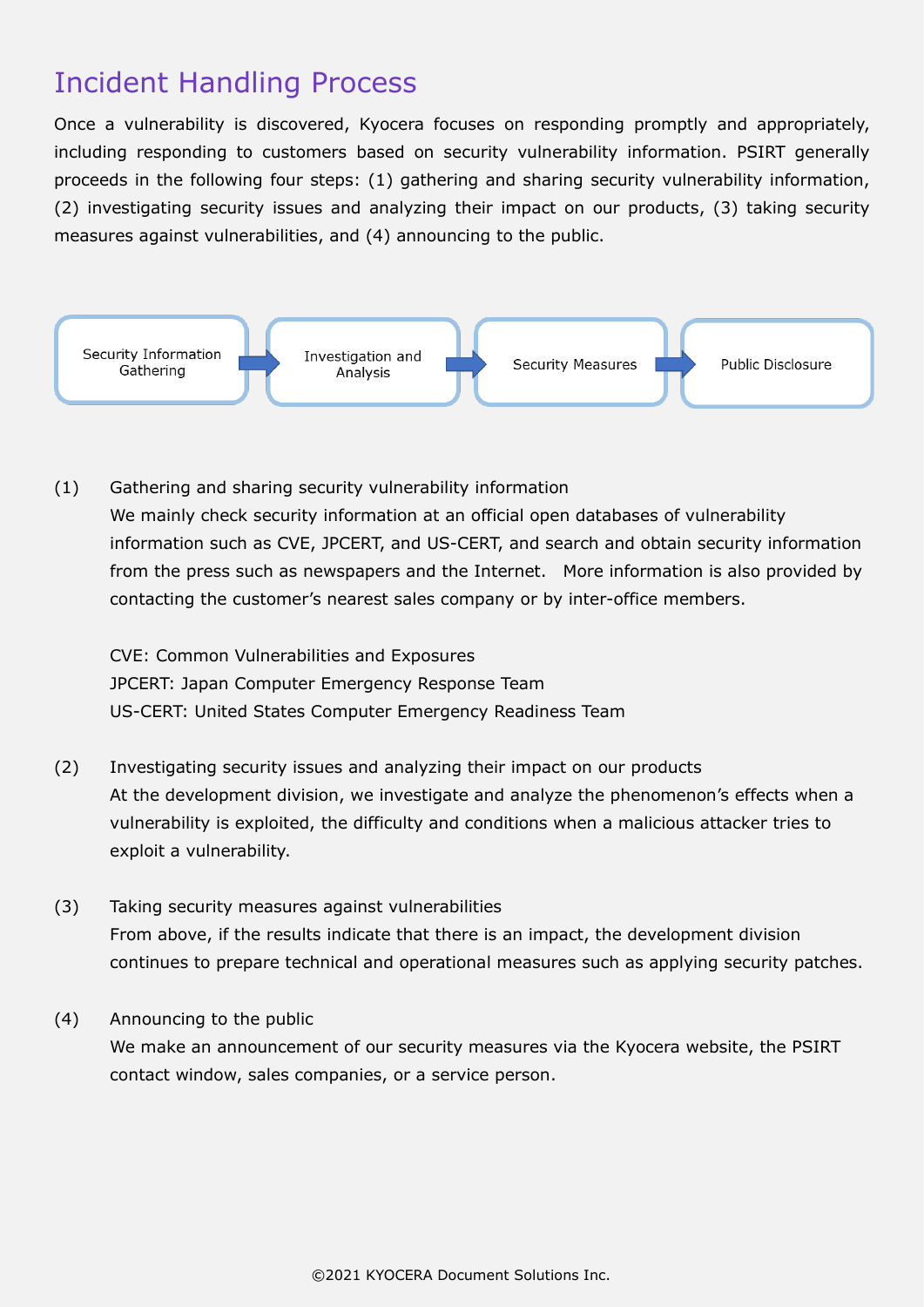# Incident Handling Process

Once a vulnerability is discovered, Kyocera focuses on responding promptly and appropriately, including responding to customers based on security vulnerability information. PSIRT generally proceeds in the following four steps: (1) gathering and sharing security vulnerability information, (2) investigating security issues and analyzing their impact on our products, (3) taking security measures against vulnerabilities, and (4) announcing to the public.

Security Information Gathering → Investigation and Analysis → Security Measures → Public Disclosure

(1) Gathering and sharing security vulnerability information

We mainly check security information at an official open databases of vulnerability information such as CVE, JPCERT, and US-CERT, and search and obtain security information from the press such as newspapers and the Internet. More information is also provided by contacting the customer's nearest sales company or by inter-office members.

CVE: Common Vulnerabilities and Exposures
JPCERT: Japan Computer Emergency Response Team
US-CERT: United States Computer Emergency Readiness Team

(2) Investigating security issues and analyzing their impact on our products

At the development division, we investigate and analyze the phenomenon's effects when a vulnerability is exploited, the difficulty and conditions when a malicious attacker tries to exploit a vulnerability.

(3) Taking security measures against vulnerabilities

From above, if the results indicate that there is an impact, the development division continues to prepare technical and operational measures such as applying security patches.

(4) Announcing to the public

We make an announcement of our security measures via the Kyocera website, the PSIRT contact window, sales companies, or a service person.

©2021 KYOCERA Document Solutions Inc.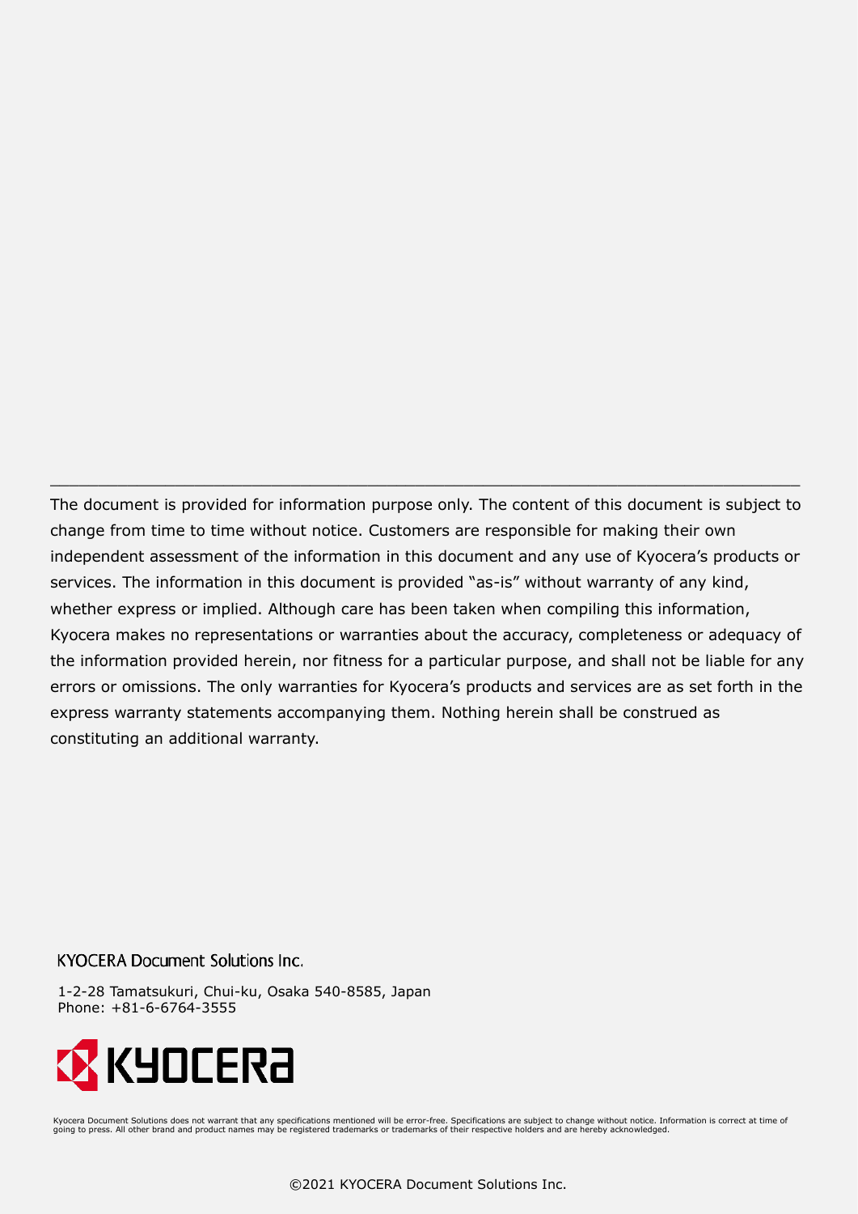---

The document is provided for information purpose only. The content of this document is subject to change from time to time without notice. Customers are responsible for making their own independent assessment of the information in this document and any use of Kyocera's products or services. The information in this document is provided "as-is" without warranty of any kind, whether express or implied. Although care has been taken when compiling this information, Kyocera makes no representations or warranties about the accuracy, completeness or adequacy of the information provided herein, nor fitness for a particular purpose, and shall not be liable for any errors or omissions. The only warranties for Kyocera's products and services are as set forth in the express warranty statements accompanying them. Nothing herein shall be construed as constituting an additional warranty.

KYOCERA Document Solutions Inc.

1-2-28 Tamatsukuri, Chui-ku, Osaka 540-8585, Japan
Phone: +81-6-6764-3555

KYOCERA

Kyocera Document Solutions does not warrant that any specifications mentioned will be error-free. Specifications are subject to change without notice. Information is correct at time of going to press. All other brand and product names may be registered trademarks or trademarks of their respective holders and are hereby acknowledged.

©2021 KYOCERA Document Solutions Inc.